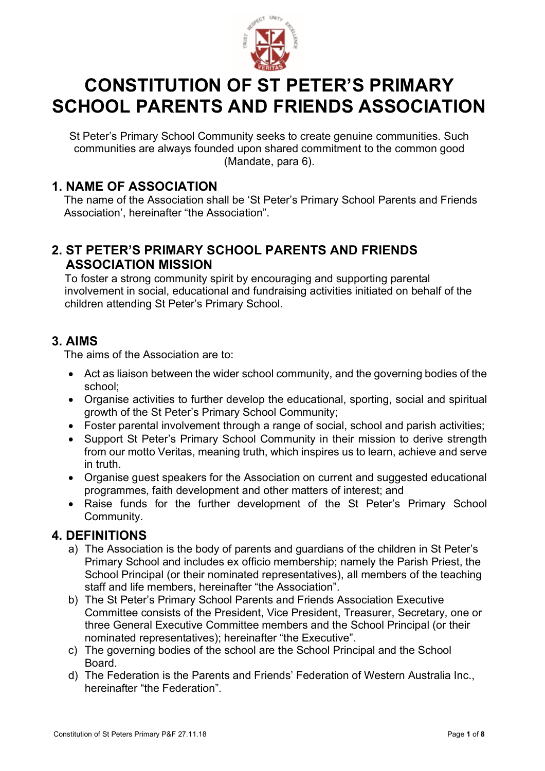# CONSTITUTION OF ST PETER'S PRIMARY SCHOOL PARENTS AND FRIENDS ASSOCIATION

St Peter's Primary School Community seeks to create genuine communities. Such communities are always founded upon shared commitment to the common good (Mandate, para 6).

## 1. NAME OF ASSOCIATION

The name of the Association shall be 'St Peter's Primary School Parents and Friends Association', hereinafter "the Association".

## 2. ST PETER'S PRIMARY SCHOOL PARENTS AND FRIENDS ASSOCIATION MISSION

To foster a strong community spirit by encouraging and supporting parental involvement in social, educational and fundraising activities initiated on behalf of the children attending St Peter's Primary School.

## 3. AIMS

The aims of the Association are to:

- Act as liaison between the wider school community, and the governing bodies of the school;
- Organise activities to further develop the educational, sporting, social and spiritual growth of the St Peter's Primary School Community;
- Foster parental involvement through a range of social, school and parish activities;
- Support St Peter's Primary School Community in their mission to derive strength from our motto Veritas, meaning truth, which inspires us to learn, achieve and serve in truth.
- Organise guest speakers for the Association on current and suggested educational programmes, faith development and other matters of interest; and
- Raise funds for the further development of the St Peter's Primary School Community.

## 4. DEFINITIONS

a) The Association is the body of parents and guardians of the children in St Peter's Primary School and includes ex officio membership; namely the Parish Priest, the School Principal (or their nominated representatives), all members of the teaching staff and life members, hereinafter "the Association".

b) The St Peter's Primary School Parents and Friends Association Executive Committee consists of the President, Vice President, Treasurer, Secretary, one or three General Executive Committee members and the School Principal (or their nominated representatives); hereinafter "the Executive".

c) The governing bodies of the school are the School Principal and the School Board.

d) The Federation is the Parents and Friends' Federation of Western Australia Inc., hereinafter "the Federation".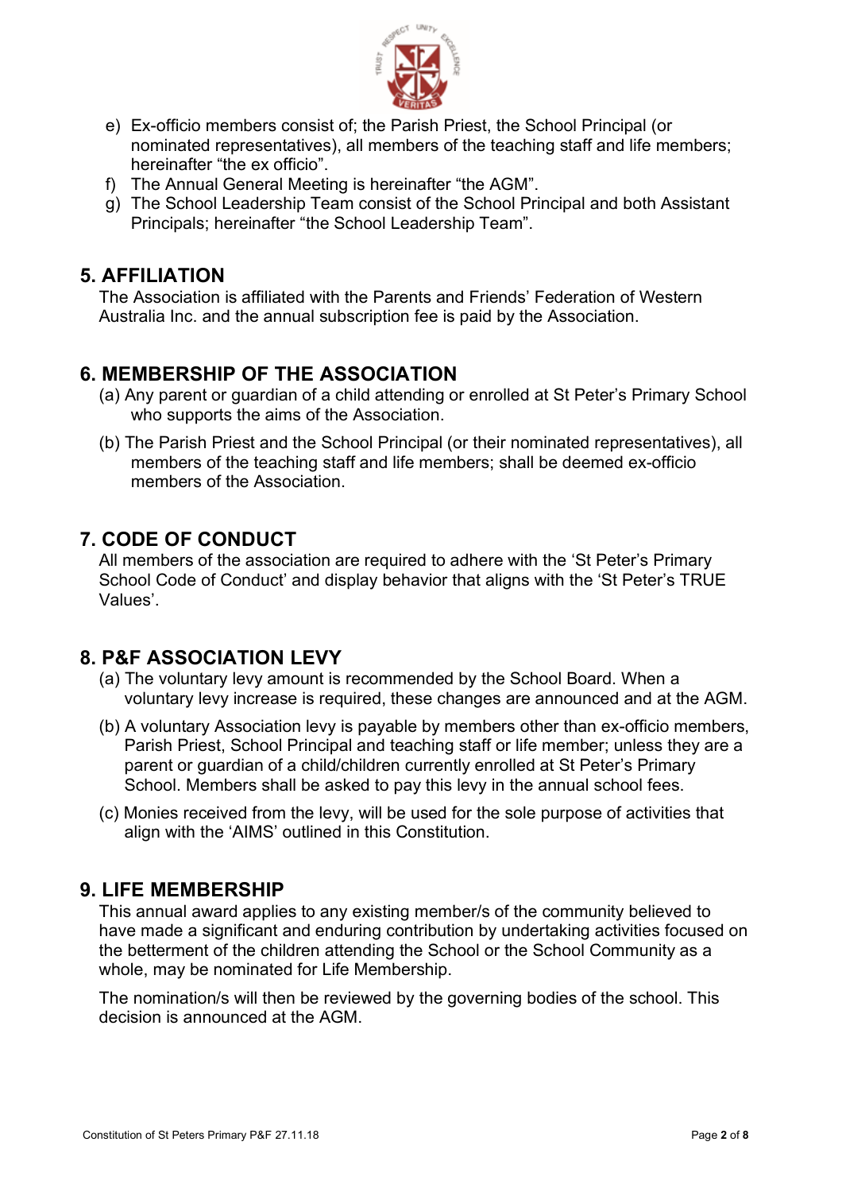e) Ex-officio members consist of; the Parish Priest, the School Principal (or nominated representatives), all members of the teaching staff and life members; hereinafter "the ex officio".
f) The Annual General Meeting is hereinafter "the AGM".
g) The School Leadership Team consist of the School Principal and both Assistant Principals; hereinafter "the School Leadership Team".

## 5. AFFILIATION

The Association is affiliated with the Parents and Friends' Federation of Western Australia Inc. and the annual subscription fee is paid by the Association.

## 6. MEMBERSHIP OF THE ASSOCIATION

(a) Any parent or guardian of a child attending or enrolled at St Peter's Primary School who supports the aims of the Association.

(b) The Parish Priest and the School Principal (or their nominated representatives), all members of the teaching staff and life members; shall be deemed ex-officio members of the Association.

## 7. CODE OF CONDUCT

All members of the association are required to adhere with the 'St Peter's Primary School Code of Conduct' and display behavior that aligns with the 'St Peter's TRUE Values'.

## 8. P&F ASSOCIATION LEVY

(a) The voluntary levy amount is recommended by the School Board. When a voluntary levy increase is required, these changes are announced and at the AGM.

(b) A voluntary Association levy is payable by members other than ex-officio members, Parish Priest, School Principal and teaching staff or life member; unless they are a parent or guardian of a child/children currently enrolled at St Peter's Primary School. Members shall be asked to pay this levy in the annual school fees.

(c) Monies received from the levy, will be used for the sole purpose of activities that align with the 'AIMS' outlined in this Constitution.

## 9. LIFE MEMBERSHIP

This annual award applies to any existing member/s of the community believed to have made a significant and enduring contribution by undertaking activities focused on the betterment of the children attending the School or the School Community as a whole, may be nominated for Life Membership.

The nomination/s will then be reviewed by the governing bodies of the school. This decision is announced at the AGM.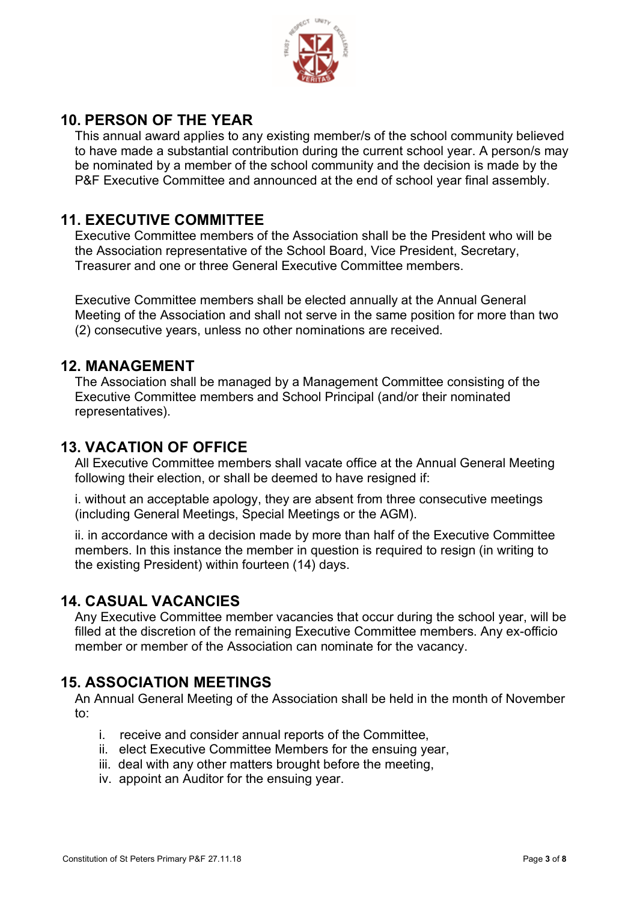## 10. PERSON OF THE YEAR

This annual award applies to any existing member/s of the school community believed to have made a substantial contribution during the current school year. A person/s may be nominated by a member of the school community and the decision is made by the P&F Executive Committee and announced at the end of school year final assembly.

## 11. EXECUTIVE COMMITTEE

Executive Committee members of the Association shall be the President who will be the Association representative of the School Board, Vice President, Secretary, Treasurer and one or three General Executive Committee members.

Executive Committee members shall be elected annually at the Annual General Meeting of the Association and shall not serve in the same position for more than two (2) consecutive years, unless no other nominations are received.

## 12. MANAGEMENT

The Association shall be managed by a Management Committee consisting of the Executive Committee members and School Principal (and/or their nominated representatives).

## 13. VACATION OF OFFICE

All Executive Committee members shall vacate office at the Annual General Meeting following their election, or shall be deemed to have resigned if:

i. without an acceptable apology, they are absent from three consecutive meetings (including General Meetings, Special Meetings or the AGM).

ii. in accordance with a decision made by more than half of the Executive Committee members. In this instance the member in question is required to resign (in writing to the existing President) within fourteen (14) days.

## 14. CASUAL VACANCIES

Any Executive Committee member vacancies that occur during the school year, will be filled at the discretion of the remaining Executive Committee members. Any ex-officio member or member of the Association can nominate for the vacancy.

## 15. ASSOCIATION MEETINGS

An Annual General Meeting of the Association shall be held in the month of November to:

i. receive and consider annual reports of the Committee,
ii. elect Executive Committee Members for the ensuing year,
iii. deal with any other matters brought before the meeting,
iv. appoint an Auditor for the ensuing year.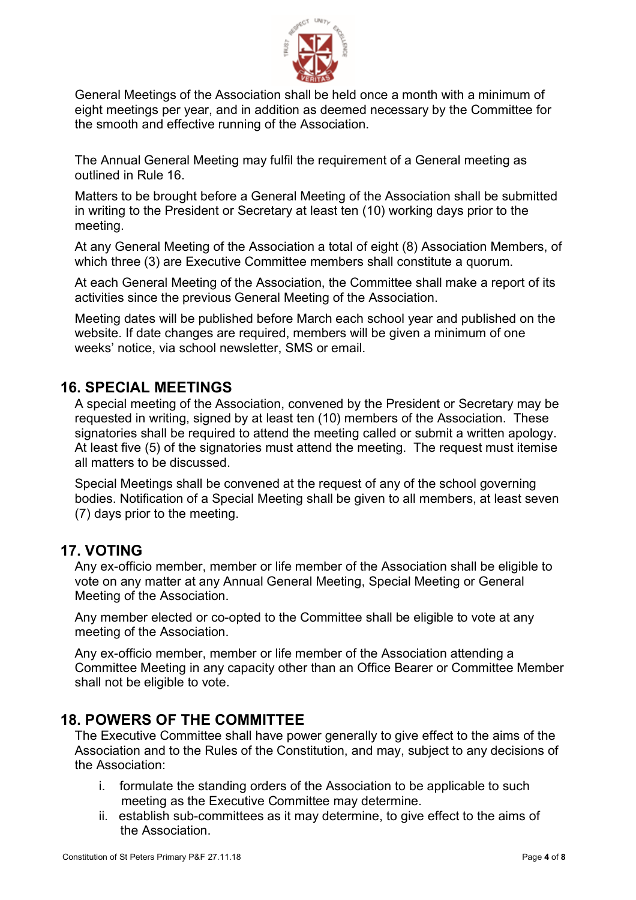General Meetings of the Association shall be held once a month with a minimum of eight meetings per year, and in addition as deemed necessary by the Committee for the smooth and effective running of the Association.

The Annual General Meeting may fulfil the requirement of a General meeting as outlined in Rule 16.

Matters to be brought before a General Meeting of the Association shall be submitted in writing to the President or Secretary at least ten (10) working days prior to the meeting.

At any General Meeting of the Association a total of eight (8) Association Members, of which three (3) are Executive Committee members shall constitute a quorum.

At each General Meeting of the Association, the Committee shall make a report of its activities since the previous General Meeting of the Association.

Meeting dates will be published before March each school year and published on the website. If date changes are required, members will be given a minimum of one weeks' notice, via school newsletter, SMS or email.

## 16. SPECIAL MEETINGS

A special meeting of the Association, convened by the President or Secretary may be requested in writing, signed by at least ten (10) members of the Association. These signatories shall be required to attend the meeting called or submit a written apology. At least five (5) of the signatories must attend the meeting. The request must itemise all matters to be discussed.

Special Meetings shall be convened at the request of any of the school governing bodies. Notification of a Special Meeting shall be given to all members, at least seven (7) days prior to the meeting.

## 17. VOTING

Any ex-officio member, member or life member of the Association shall be eligible to vote on any matter at any Annual General Meeting, Special Meeting or General Meeting of the Association.

Any member elected or co-opted to the Committee shall be eligible to vote at any meeting of the Association.

Any ex-officio member, member or life member of the Association attending a Committee Meeting in any capacity other than an Office Bearer or Committee Member shall not be eligible to vote.

## 18. POWERS OF THE COMMITTEE

The Executive Committee shall have power generally to give effect to the aims of the Association and to the Rules of the Constitution, and may, subject to any decisions of the Association:

i. formulate the standing orders of the Association to be applicable to such meeting as the Executive Committee may determine.
ii. establish sub-committees as it may determine, to give effect to the aims of the Association.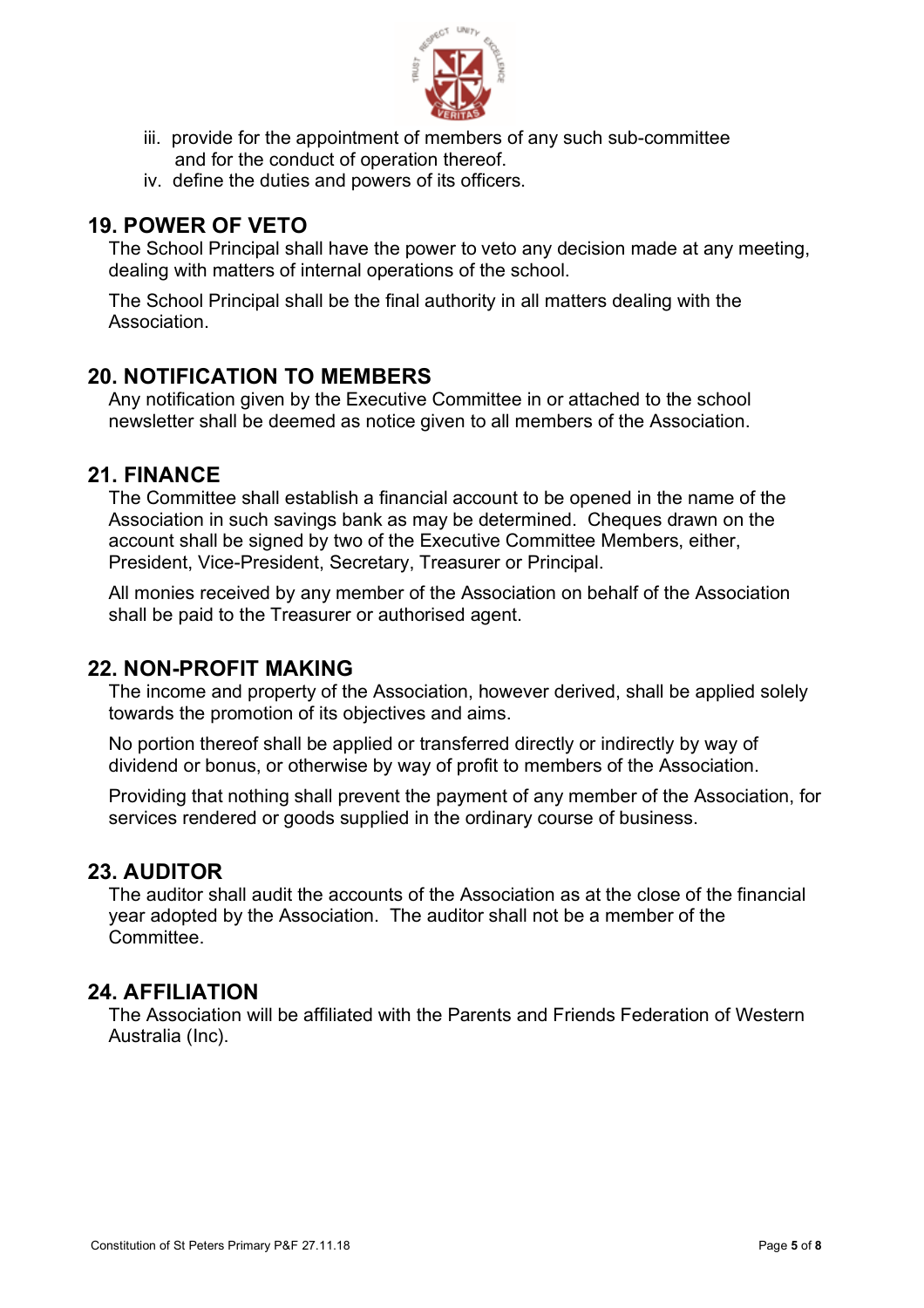iii. provide for the appointment of members of any such sub-committee and for the conduct of operation thereof.
iv. define the duties and powers of its officers.

## 19. POWER OF VETO

The School Principal shall have the power to veto any decision made at any meeting, dealing with matters of internal operations of the school.

The School Principal shall be the final authority in all matters dealing with the Association.

## 20. NOTIFICATION TO MEMBERS

Any notification given by the Executive Committee in or attached to the school newsletter shall be deemed as notice given to all members of the Association.

## 21. FINANCE

The Committee shall establish a financial account to be opened in the name of the Association in such savings bank as may be determined. Cheques drawn on the account shall be signed by two of the Executive Committee Members, either, President, Vice-President, Secretary, Treasurer or Principal.

All monies received by any member of the Association on behalf of the Association shall be paid to the Treasurer or authorised agent.

## 22. NON-PROFIT MAKING

The income and property of the Association, however derived, shall be applied solely towards the promotion of its objectives and aims.

No portion thereof shall be applied or transferred directly or indirectly by way of dividend or bonus, or otherwise by way of profit to members of the Association.

Providing that nothing shall prevent the payment of any member of the Association, for services rendered or goods supplied in the ordinary course of business.

## 23. AUDITOR

The auditor shall audit the accounts of the Association as at the close of the financial year adopted by the Association. The auditor shall not be a member of the Committee.

## 24. AFFILIATION

The Association will be affiliated with the Parents and Friends Federation of Western Australia (Inc).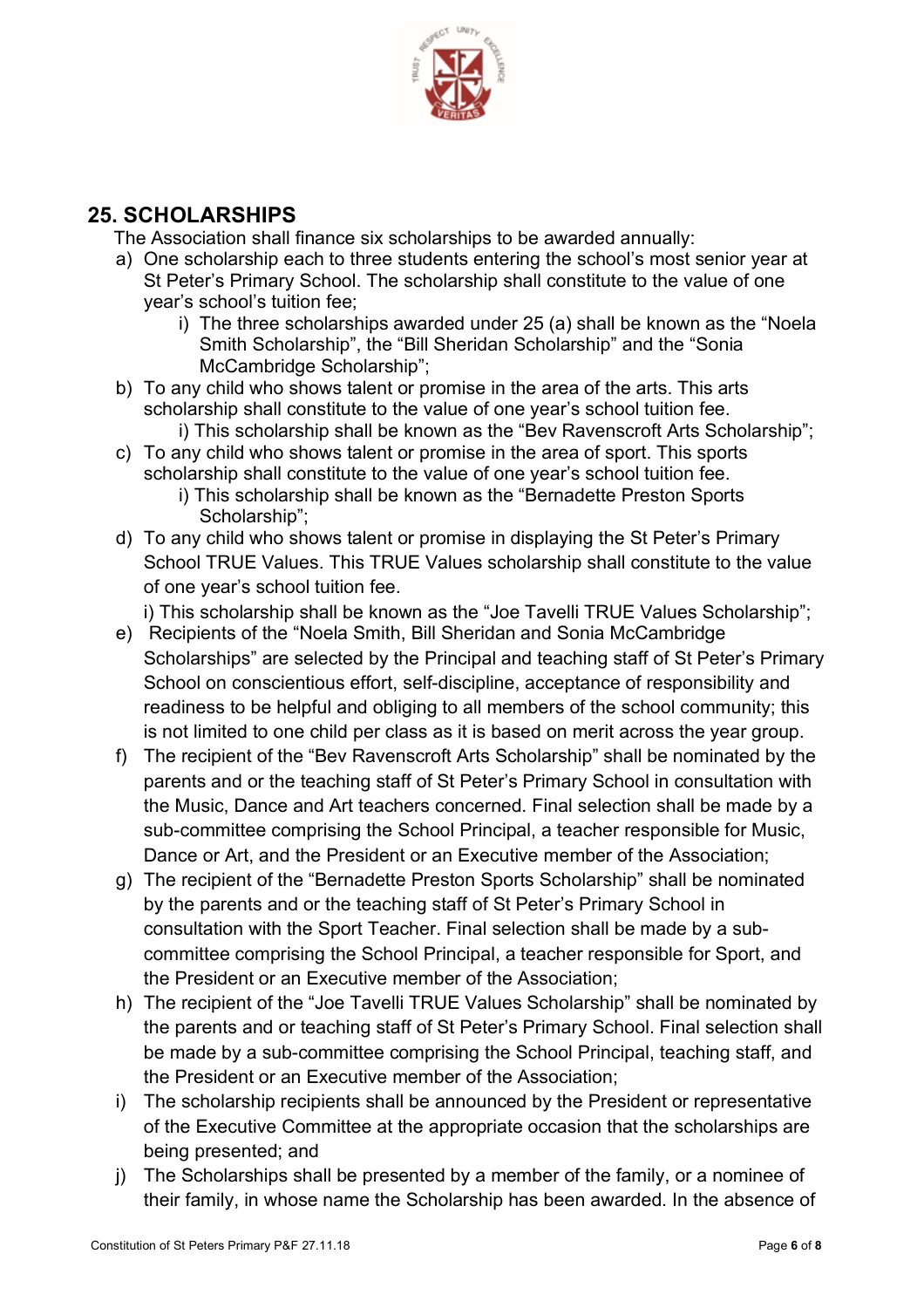## 25. SCHOLARSHIPS

The Association shall finance six scholarships to be awarded annually:

a) One scholarship each to three students entering the school's most senior year at St Peter's Primary School. The scholarship shall constitute to the value of one year's school's tuition fee;
   i) The three scholarships awarded under 25 (a) shall be known as the "Noela Smith Scholarship", the "Bill Sheridan Scholarship" and the "Sonia McCambridge Scholarship";

b) To any child who shows talent or promise in the area of the arts. This arts scholarship shall constitute to the value of one year's school tuition fee.
   i) This scholarship shall be known as the "Bev Ravenscroft Arts Scholarship";

c) To any child who shows talent or promise in the area of sport. This sports scholarship shall constitute to the value of one year's school tuition fee.
   i) This scholarship shall be known as the "Bernadette Preston Sports Scholarship";

d) To any child who shows talent or promise in displaying the St Peter's Primary School TRUE Values. This TRUE Values scholarship shall constitute to the value of one year's school tuition fee.
   i) This scholarship shall be known as the "Joe Tavelli TRUE Values Scholarship";

e) Recipients of the "Noela Smith, Bill Sheridan and Sonia McCambridge Scholarships" are selected by the Principal and teaching staff of St Peter's Primary School on conscientious effort, self-discipline, acceptance of responsibility and readiness to be helpful and obliging to all members of the school community; this is not limited to one child per class as it is based on merit across the year group.

f) The recipient of the "Bev Ravenscroft Arts Scholarship" shall be nominated by the parents and or the teaching staff of St Peter's Primary School in consultation with the Music, Dance and Art teachers concerned. Final selection shall be made by a sub-committee comprising the School Principal, a teacher responsible for Music, Dance or Art, and the President or an Executive member of the Association;

g) The recipient of the "Bernadette Preston Sports Scholarship" shall be nominated by the parents and or the teaching staff of St Peter's Primary School in consultation with the Sport Teacher. Final selection shall be made by a sub-committee comprising the School Principal, a teacher responsible for Sport, and the President or an Executive member of the Association;

h) The recipient of the "Joe Tavelli TRUE Values Scholarship" shall be nominated by the parents and or teaching staff of St Peter's Primary School. Final selection shall be made by a sub-committee comprising the School Principal, teaching staff, and the President or an Executive member of the Association;

i) The scholarship recipients shall be announced by the President or representative of the Executive Committee at the appropriate occasion that the scholarships are being presented; and

j) The Scholarships shall be presented by a member of the family, or a nominee of their family, in whose name the Scholarship has been awarded. In the absence of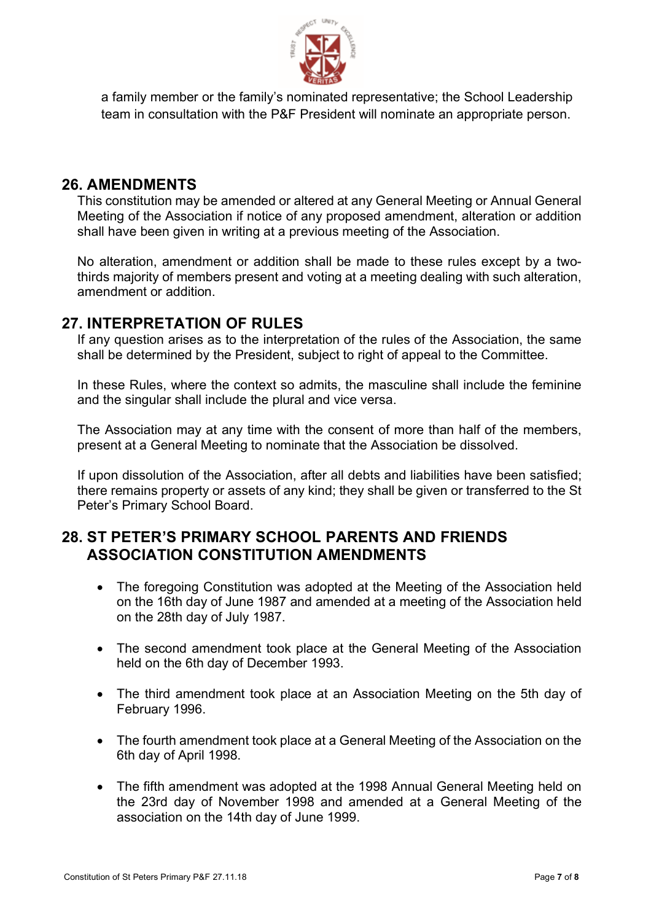a family member or the family's nominated representative; the School Leadership team in consultation with the P&F President will nominate an appropriate person.

## 26. AMENDMENTS

This constitution may be amended or altered at any General Meeting or Annual General Meeting of the Association if notice of any proposed amendment, alteration or addition shall have been given in writing at a previous meeting of the Association.

No alteration, amendment or addition shall be made to these rules except by a two-thirds majority of members present and voting at a meeting dealing with such alteration, amendment or addition.

## 27. INTERPRETATION OF RULES

If any question arises as to the interpretation of the rules of the Association, the same shall be determined by the President, subject to right of appeal to the Committee.

In these Rules, where the context so admits, the masculine shall include the feminine and the singular shall include the plural and vice versa.

The Association may at any time with the consent of more than half of the members, present at a General Meeting to nominate that the Association be dissolved.

If upon dissolution of the Association, after all debts and liabilities have been satisfied; there remains property or assets of any kind; they shall be given or transferred to the St Peter's Primary School Board.

## 28. ST PETER'S PRIMARY SCHOOL PARENTS AND FRIENDS ASSOCIATION CONSTITUTION AMENDMENTS

- The foregoing Constitution was adopted at the Meeting of the Association held on the 16th day of June 1987 and amended at a meeting of the Association held on the 28th day of July 1987.
- The second amendment took place at the General Meeting of the Association held on the 6th day of December 1993.
- The third amendment took place at an Association Meeting on the 5th day of February 1996.
- The fourth amendment took place at a General Meeting of the Association on the 6th day of April 1998.
- The fifth amendment was adopted at the 1998 Annual General Meeting held on the 23rd day of November 1998 and amended at a General Meeting of the association on the 14th day of June 1999.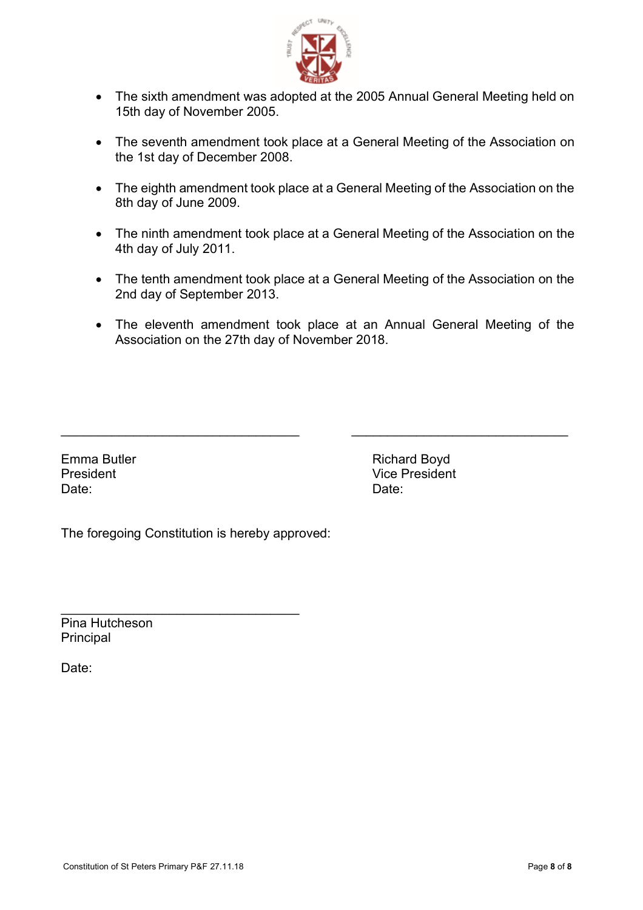- The sixth amendment was adopted at the 2005 Annual General Meeting held on 15th day of November 2005.
- The seventh amendment took place at a General Meeting of the Association on the 1st day of December 2008.
- The eighth amendment took place at a General Meeting of the Association on the 8th day of June 2009.
- The ninth amendment took place at a General Meeting of the Association on the 4th day of July 2011.
- The tenth amendment took place at a General Meeting of the Association on the 2nd day of September 2013.
- The eleventh amendment took place at an Annual General Meeting of the Association on the 27th day of November 2018.

\_\_\_\_\_\_\_\_\_\_\_\_\_\_\_\_\_\_\_\_\_\_\_\_\_\_\_\_\_\_\_\_

Emma Butler
President
Date:

\_\_\_\_\_\_\_\_\_\_\_\_\_\_\_\_\_\_\_\_\_\_\_\_\_\_\_\_\_\_\_\_

Richard Boyd
Vice President
Date:

The foregoing Constitution is hereby approved:

\_\_\_\_\_\_\_\_\_\_\_\_\_\_\_\_\_\_\_\_\_\_\_\_\_\_\_\_\_\_\_\_

Pina Hutcheson
Principal

Date: